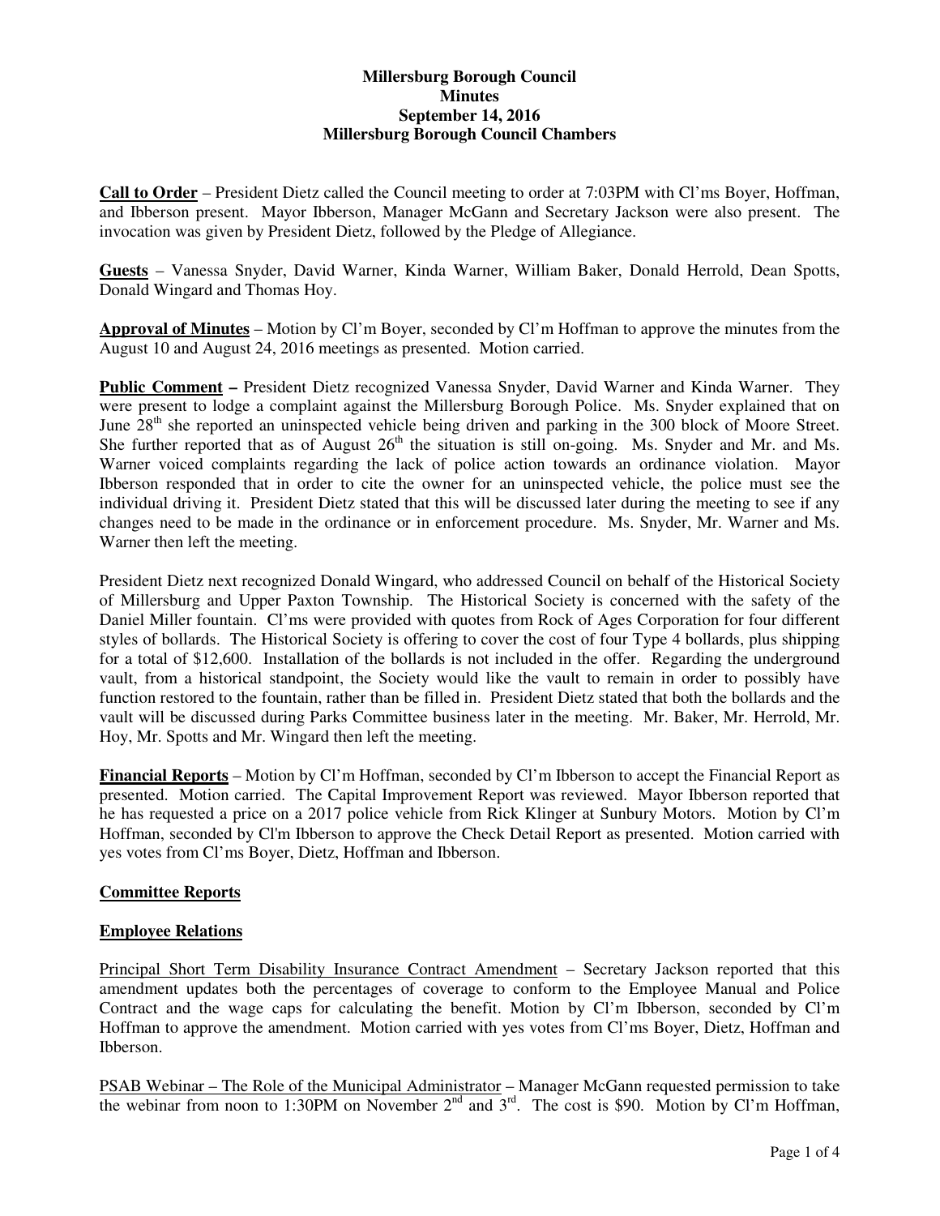**Millersburg Borough Council**
**Minutes**
**September 14, 2016**
**Millersburg Borough Council Chambers**

**Call to Order** – President Dietz called the Council meeting to order at 7:03PM with Cl'ms Boyer, Hoffman, and Ibberson present. Mayor Ibberson, Manager McGann and Secretary Jackson were also present. The invocation was given by President Dietz, followed by the Pledge of Allegiance.

**Guests** – Vanessa Snyder, David Warner, Kinda Warner, William Baker, Donald Herrold, Dean Spotts, Donald Wingard and Thomas Hoy.

**Approval of Minutes** – Motion by Cl'm Boyer, seconded by Cl'm Hoffman to approve the minutes from the August 10 and August 24, 2016 meetings as presented. Motion carried.

**Public Comment –** President Dietz recognized Vanessa Snyder, David Warner and Kinda Warner. They were present to lodge a complaint against the Millersburg Borough Police. Ms. Snyder explained that on June 28th she reported an uninspected vehicle being driven and parking in the 300 block of Moore Street. She further reported that as of August 26th the situation is still on-going. Ms. Snyder and Mr. and Ms. Warner voiced complaints regarding the lack of police action towards an ordinance violation. Mayor Ibberson responded that in order to cite the owner for an uninspected vehicle, the police must see the individual driving it. President Dietz stated that this will be discussed later during the meeting to see if any changes need to be made in the ordinance or in enforcement procedure. Ms. Snyder, Mr. Warner and Ms. Warner then left the meeting.

President Dietz next recognized Donald Wingard, who addressed Council on behalf of the Historical Society of Millersburg and Upper Paxton Township. The Historical Society is concerned with the safety of the Daniel Miller fountain. Cl'ms were provided with quotes from Rock of Ages Corporation for four different styles of bollards. The Historical Society is offering to cover the cost of four Type 4 bollards, plus shipping for a total of $12,600. Installation of the bollards is not included in the offer. Regarding the underground vault, from a historical standpoint, the Society would like the vault to remain in order to possibly have function restored to the fountain, rather than be filled in. President Dietz stated that both the bollards and the vault will be discussed during Parks Committee business later in the meeting. Mr. Baker, Mr. Herrold, Mr. Hoy, Mr. Spotts and Mr. Wingard then left the meeting.

**Financial Reports** – Motion by Cl'm Hoffman, seconded by Cl'm Ibberson to accept the Financial Report as presented. Motion carried. The Capital Improvement Report was reviewed. Mayor Ibberson reported that he has requested a price on a 2017 police vehicle from Rick Klinger at Sunbury Motors. Motion by Cl'm Hoffman, seconded by Cl'm Ibberson to approve the Check Detail Report as presented. Motion carried with yes votes from Cl'ms Boyer, Dietz, Hoffman and Ibberson.

## Committee Reports

### Employee Relations

Principal Short Term Disability Insurance Contract Amendment – Secretary Jackson reported that this amendment updates both the percentages of coverage to conform to the Employee Manual and Police Contract and the wage caps for calculating the benefit. Motion by Cl'm Ibberson, seconded by Cl'm Hoffman to approve the amendment. Motion carried with yes votes from Cl'ms Boyer, Dietz, Hoffman and Ibberson.

PSAB Webinar – The Role of the Municipal Administrator – Manager McGann requested permission to take the webinar from noon to 1:30PM on November 2nd and 3rd. The cost is $90. Motion by Cl'm Hoffman,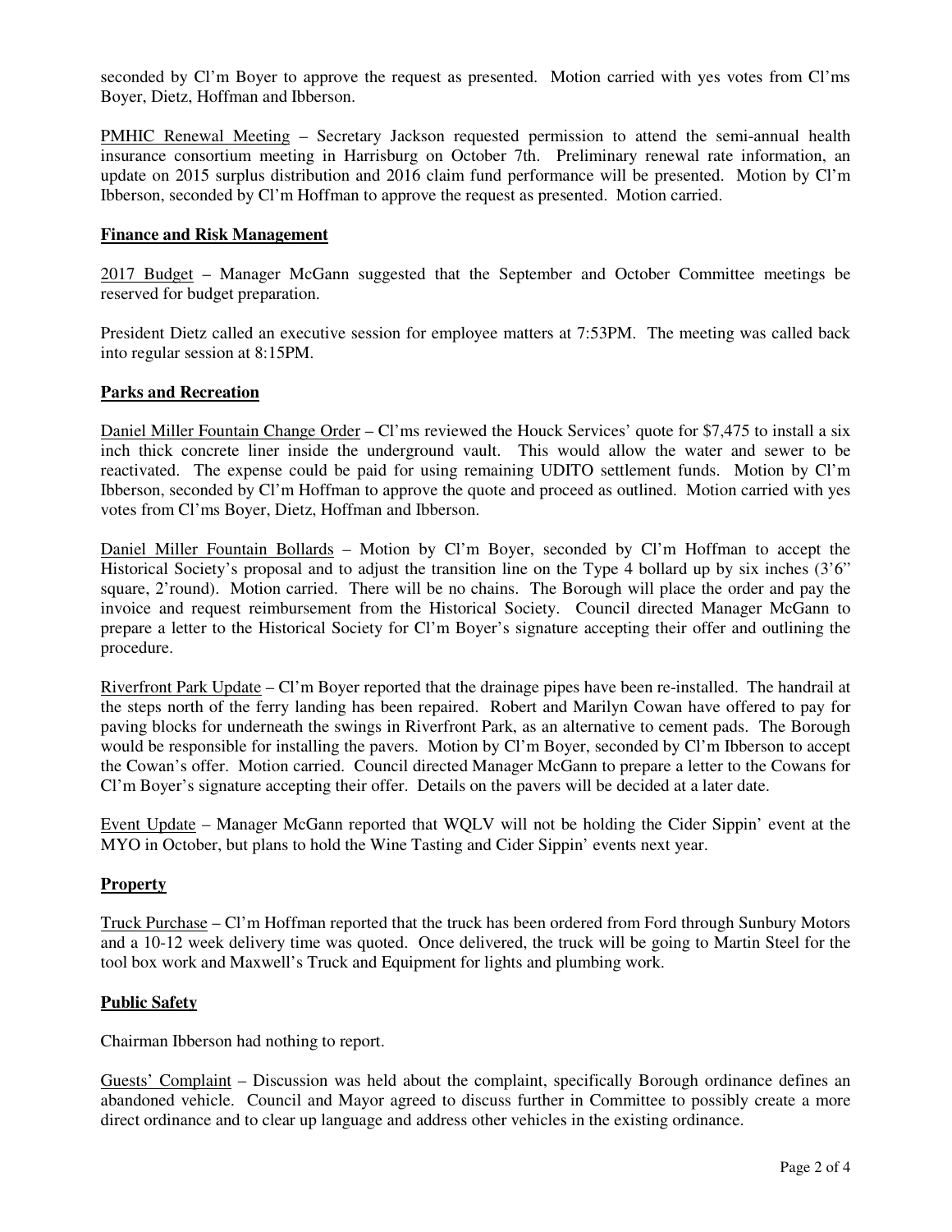seconded by Cl'm Boyer to approve the request as presented. Motion carried with yes votes from Cl'ms Boyer, Dietz, Hoffman and Ibberson.

PMHIC Renewal Meeting – Secretary Jackson requested permission to attend the semi-annual health insurance consortium meeting in Harrisburg on October 7th. Preliminary renewal rate information, an update on 2015 surplus distribution and 2016 claim fund performance will be presented. Motion by Cl'm Ibberson, seconded by Cl'm Hoffman to approve the request as presented. Motion carried.

**Finance and Risk Management**

2017 Budget – Manager McGann suggested that the September and October Committee meetings be reserved for budget preparation.

President Dietz called an executive session for employee matters at 7:53PM. The meeting was called back into regular session at 8:15PM.

**Parks and Recreation**

Daniel Miller Fountain Change Order – Cl'ms reviewed the Houck Services' quote for $7,475 to install a six inch thick concrete liner inside the underground vault. This would allow the water and sewer to be reactivated. The expense could be paid for using remaining UDITO settlement funds. Motion by Cl'm Ibberson, seconded by Cl'm Hoffman to approve the quote and proceed as outlined. Motion carried with yes votes from Cl'ms Boyer, Dietz, Hoffman and Ibberson.

Daniel Miller Fountain Bollards – Motion by Cl'm Boyer, seconded by Cl'm Hoffman to accept the Historical Society's proposal and to adjust the transition line on the Type 4 bollard up by six inches (3'6" square, 2'round). Motion carried. There will be no chains. The Borough will place the order and pay the invoice and request reimbursement from the Historical Society. Council directed Manager McGann to prepare a letter to the Historical Society for Cl'm Boyer's signature accepting their offer and outlining the procedure.

Riverfront Park Update – Cl'm Boyer reported that the drainage pipes have been re-installed. The handrail at the steps north of the ferry landing has been repaired. Robert and Marilyn Cowan have offered to pay for paving blocks for underneath the swings in Riverfront Park, as an alternative to cement pads. The Borough would be responsible for installing the pavers. Motion by Cl'm Boyer, seconded by Cl'm Ibberson to accept the Cowan's offer. Motion carried. Council directed Manager McGann to prepare a letter to the Cowans for Cl'm Boyer's signature accepting their offer. Details on the pavers will be decided at a later date.

Event Update – Manager McGann reported that WQLV will not be holding the Cider Sippin' event at the MYO in October, but plans to hold the Wine Tasting and Cider Sippin' events next year.

**Property**

Truck Purchase – Cl'm Hoffman reported that the truck has been ordered from Ford through Sunbury Motors and a 10-12 week delivery time was quoted. Once delivered, the truck will be going to Martin Steel for the tool box work and Maxwell's Truck and Equipment for lights and plumbing work.

**Public Safety**

Chairman Ibberson had nothing to report.

Guests' Complaint – Discussion was held about the complaint, specifically Borough ordinance defines an abandoned vehicle. Council and Mayor agreed to discuss further in Committee to possibly create a more direct ordinance and to clear up language and address other vehicles in the existing ordinance.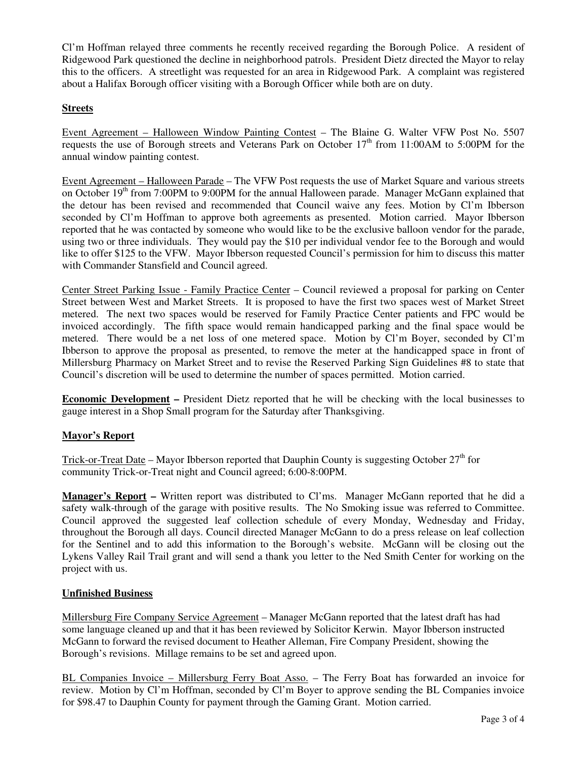Cl'm Hoffman relayed three comments he recently received regarding the Borough Police. A resident of Ridgewood Park questioned the decline in neighborhood patrols. President Dietz directed the Mayor to relay this to the officers. A streetlight was requested for an area in Ridgewood Park. A complaint was registered about a Halifax Borough officer visiting with a Borough Officer while both are on duty.

## Streets

Event Agreement – Halloween Window Painting Contest – The Blaine G. Walter VFW Post No. 5507 requests the use of Borough streets and Veterans Park on October 17th from 11:00AM to 5:00PM for the annual window painting contest.

Event Agreement – Halloween Parade – The VFW Post requests the use of Market Square and various streets on October 19th from 7:00PM to 9:00PM for the annual Halloween parade. Manager McGann explained that the detour has been revised and recommended that Council waive any fees. Motion by Cl'm Ibberson seconded by Cl'm Hoffman to approve both agreements as presented. Motion carried. Mayor Ibberson reported that he was contacted by someone who would like to be the exclusive balloon vendor for the parade, using two or three individuals. They would pay the $10 per individual vendor fee to the Borough and would like to offer $125 to the VFW. Mayor Ibberson requested Council's permission for him to discuss this matter with Commander Stansfield and Council agreed.

Center Street Parking Issue - Family Practice Center – Council reviewed a proposal for parking on Center Street between West and Market Streets. It is proposed to have the first two spaces west of Market Street metered. The next two spaces would be reserved for Family Practice Center patients and FPC would be invoiced accordingly. The fifth space would remain handicapped parking and the final space would be metered. There would be a net loss of one metered space. Motion by Cl'm Boyer, seconded by Cl'm Ibberson to approve the proposal as presented, to remove the meter at the handicapped space in front of Millersburg Pharmacy on Market Street and to revise the Reserved Parking Sign Guidelines #8 to state that Council's discretion will be used to determine the number of spaces permitted. Motion carried.

**Economic Development –** President Dietz reported that he will be checking with the local businesses to gauge interest in a Shop Small program for the Saturday after Thanksgiving.

## Mayor's Report

Trick-or-Treat Date – Mayor Ibberson reported that Dauphin County is suggesting October 27th for community Trick-or-Treat night and Council agreed; 6:00-8:00PM.

**Manager's Report –** Written report was distributed to Cl'ms. Manager McGann reported that he did a safety walk-through of the garage with positive results. The No Smoking issue was referred to Committee. Council approved the suggested leaf collection schedule of every Monday, Wednesday and Friday, throughout the Borough all days. Council directed Manager McGann to do a press release on leaf collection for the Sentinel and to add this information to the Borough's website. McGann will be closing out the Lykens Valley Rail Trail grant and will send a thank you letter to the Ned Smith Center for working on the project with us.

## Unfinished Business

Millersburg Fire Company Service Agreement – Manager McGann reported that the latest draft has had some language cleaned up and that it has been reviewed by Solicitor Kerwin. Mayor Ibberson instructed McGann to forward the revised document to Heather Alleman, Fire Company President, showing the Borough's revisions. Millage remains to be set and agreed upon.

BL Companies Invoice – Millersburg Ferry Boat Asso. – The Ferry Boat has forwarded an invoice for review. Motion by Cl'm Hoffman, seconded by Cl'm Boyer to approve sending the BL Companies invoice for $98.47 to Dauphin County for payment through the Gaming Grant. Motion carried.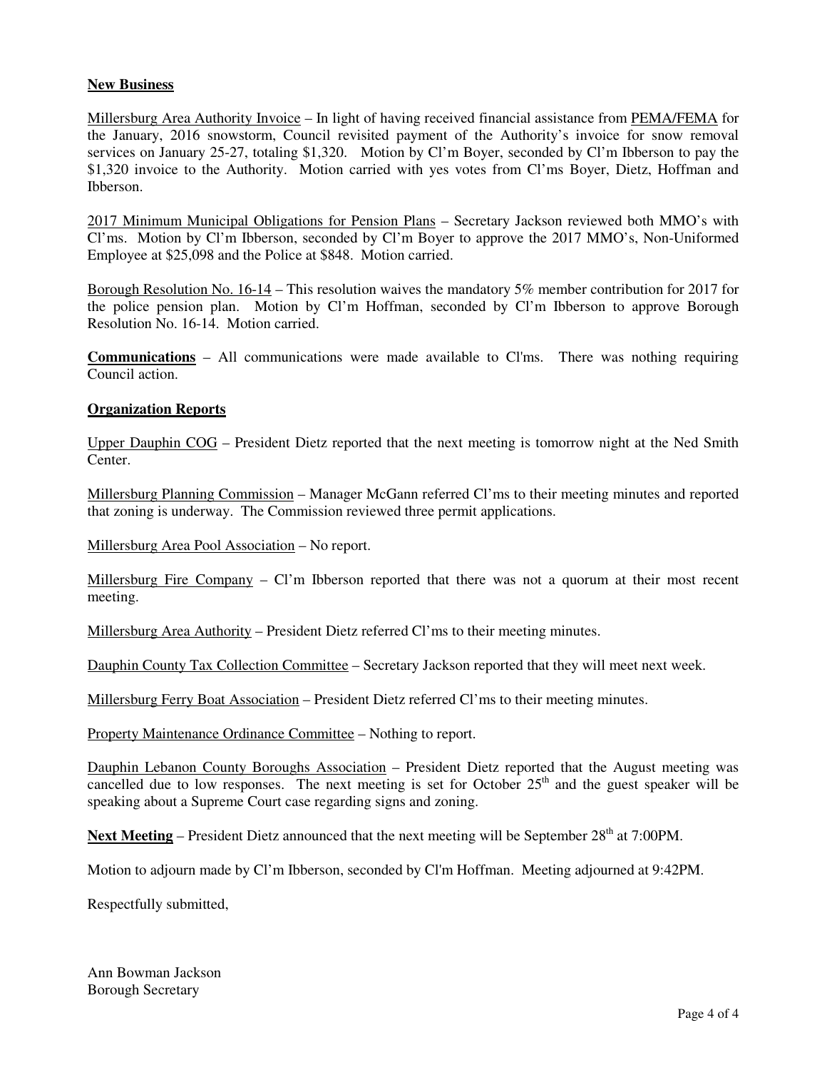**New Business**

Millersburg Area Authority Invoice – In light of having received financial assistance from PEMA/FEMA for the January, 2016 snowstorm, Council revisited payment of the Authority's invoice for snow removal services on January 25-27, totaling $1,320. Motion by Cl'm Boyer, seconded by Cl'm Ibberson to pay the $1,320 invoice to the Authority. Motion carried with yes votes from Cl'ms Boyer, Dietz, Hoffman and Ibberson.

2017 Minimum Municipal Obligations for Pension Plans – Secretary Jackson reviewed both MMO's with Cl'ms. Motion by Cl'm Ibberson, seconded by Cl'm Boyer to approve the 2017 MMO's, Non-Uniformed Employee at $25,098 and the Police at $848. Motion carried.

Borough Resolution No. 16-14 – This resolution waives the mandatory 5% member contribution for 2017 for the police pension plan. Motion by Cl'm Hoffman, seconded by Cl'm Ibberson to approve Borough Resolution No. 16-14. Motion carried.

**Communications** – All communications were made available to Cl'ms. There was nothing requiring Council action.

**Organization Reports**

Upper Dauphin COG – President Dietz reported that the next meeting is tomorrow night at the Ned Smith Center.

Millersburg Planning Commission – Manager McGann referred Cl'ms to their meeting minutes and reported that zoning is underway. The Commission reviewed three permit applications.

Millersburg Area Pool Association – No report.

Millersburg Fire Company – Cl'm Ibberson reported that there was not a quorum at their most recent meeting.

Millersburg Area Authority – President Dietz referred Cl'ms to their meeting minutes.

Dauphin County Tax Collection Committee – Secretary Jackson reported that they will meet next week.

Millersburg Ferry Boat Association – President Dietz referred Cl'ms to their meeting minutes.

Property Maintenance Ordinance Committee – Nothing to report.

Dauphin Lebanon County Boroughs Association – President Dietz reported that the August meeting was cancelled due to low responses. The next meeting is set for October 25th and the guest speaker will be speaking about a Supreme Court case regarding signs and zoning.

**Next Meeting** – President Dietz announced that the next meeting will be September 28th at 7:00PM.

Motion to adjourn made by Cl'm Ibberson, seconded by Cl'm Hoffman. Meeting adjourned at 9:42PM.

Respectfully submitted,

Ann Bowman Jackson
Borough Secretary